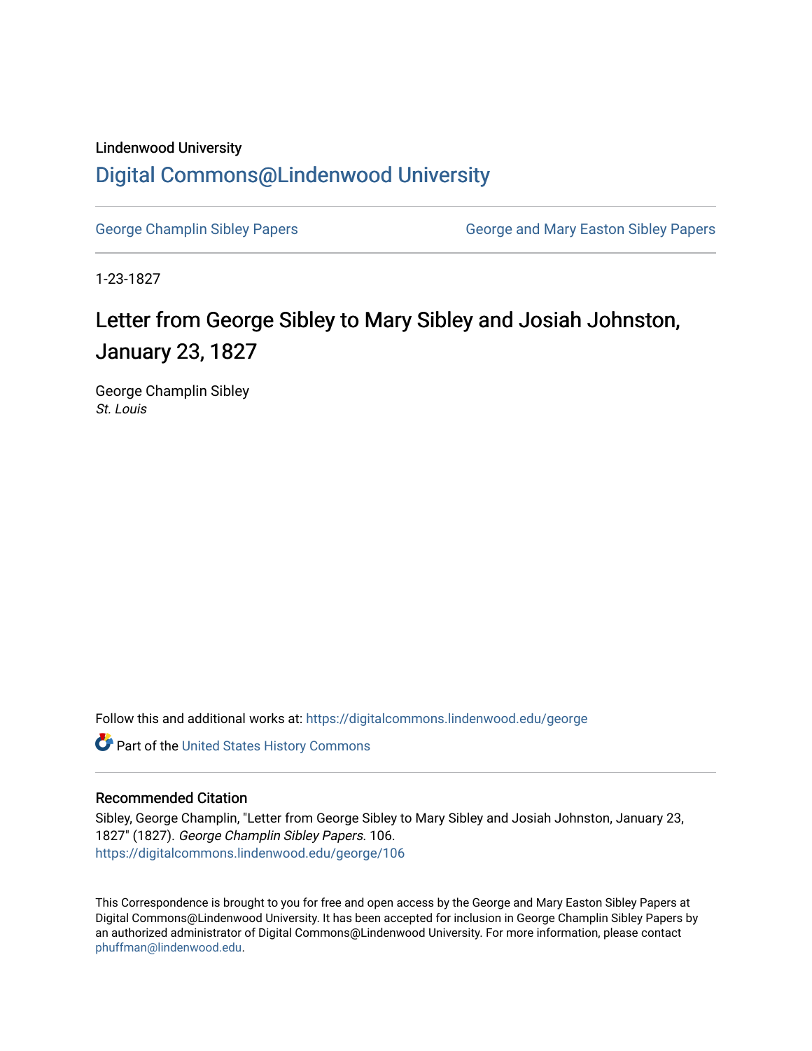Lindenwood University

# Digital Commons@Lindenwood University

George Champlin Sibley Papers

George and Mary Easton Sibley Papers

1-23-1827

## Letter from George Sibley to Mary Sibley and Josiah Johnston, January 23, 1827

George Champlin Sibley

*St. Louis*

Follow this and additional works at: https://digitalcommons.lindenwood.edu/george

Part of the United States History Commons

### Recommended Citation

Sibley, George Champlin, "Letter from George Sibley to Mary Sibley and Josiah Johnston, January 23, 1827" (1827). *George Champlin Sibley Papers*. 106.
https://digitalcommons.lindenwood.edu/george/106

This Correspondence is brought to you for free and open access by the George and Mary Easton Sibley Papers at Digital Commons@Lindenwood University. It has been accepted for inclusion in George Champlin Sibley Papers by an authorized administrator of Digital Commons@Lindenwood University. For more information, please contact phuffman@lindenwood.edu.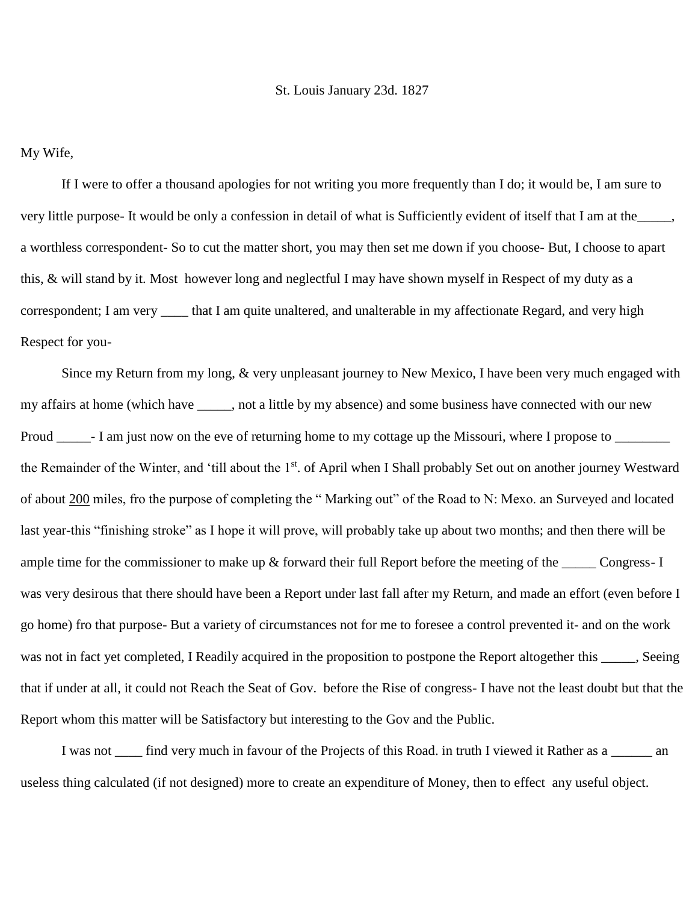St. Louis January 23d. 1827

My Wife,

If I were to offer a thousand apologies for not writing you more frequently than I do; it would be, I am sure to very little purpose- It would be only a confession in detail of what is Sufficiently evident of itself that I am at the_____, a worthless correspondent- So to cut the matter short, you may then set me down if you choose- But, I choose to apart this, & will stand by it. Most however long and neglectful I may have shown myself in Respect of my duty as a correspondent; I am very ____ that I am quite unaltered, and unalterable in my affectionate Regard, and very high Respect for you-

Since my Return from my long, & very unpleasant journey to New Mexico, I have been very much engaged with my affairs at home (which have _____, not a little by my absence) and some business have connected with our new Proud _____- I am just now on the eve of returning home to my cottage up the Missouri, where I propose to ________ the Remainder of the Winter, and 'till about the 1st. of April when I Shall probably Set out on another journey Westward of about <u>200</u> miles, fro the purpose of completing the " Marking out" of the Road to N: Mexo. an Surveyed and located last year-this "finishing stroke" as I hope it will prove, will probably take up about two months; and then there will be ample time for the commissioner to make up & forward their full Report before the meeting of the _____ Congress- I was very desirous that there should have been a Report under last fall after my Return, and made an effort (even before I go home) fro that purpose- But a variety of circumstances not for me to foresee a control prevented it- and on the work was not in fact yet completed, I Readily acquired in the proposition to postpone the Report altogether this _____, Seeing that if under at all, it could not Reach the Seat of Gov. before the Rise of congress- I have not the least doubt but that the Report whom this matter will be Satisfactory but interesting to the Gov and the Public.

I was not ____ find very much in favour of the Projects of this Road. in truth I viewed it Rather as a ______ an useless thing calculated (if not designed) more to create an expenditure of Money, then to effect any useful object.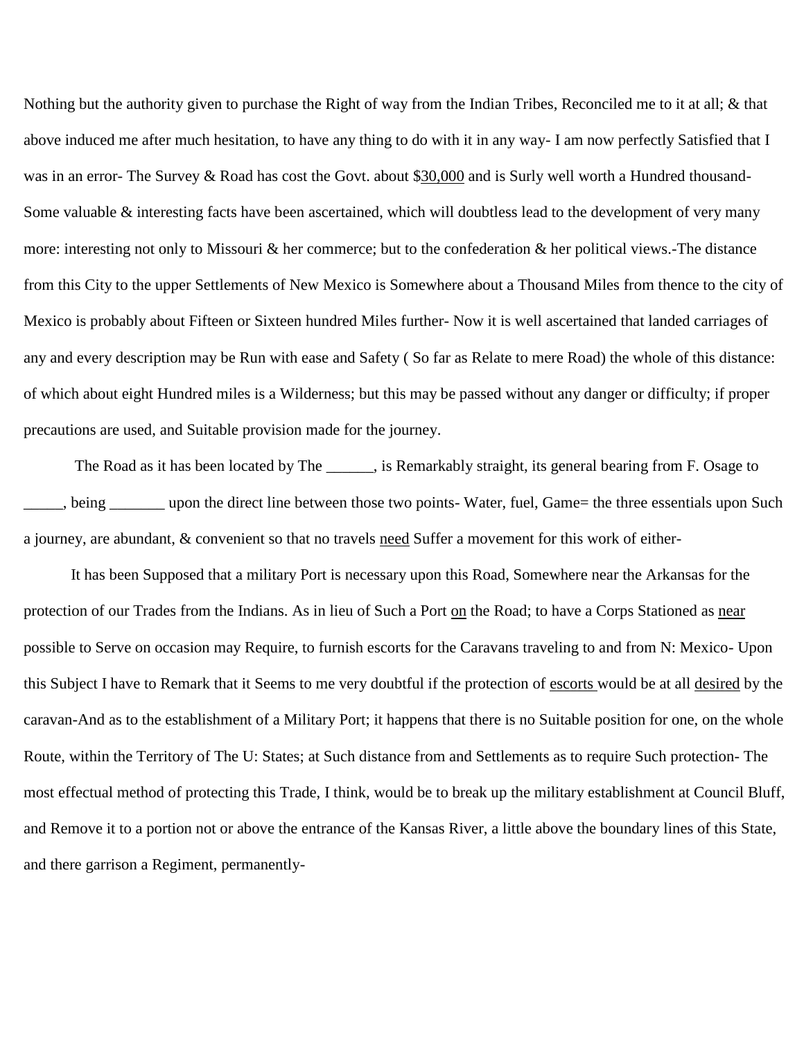Nothing but the authority given to purchase the Right of way from the Indian Tribes, Reconciled me to it at all; & that above induced me after much hesitation, to have any thing to do with it in any way- I am now perfectly Satisfied that I was in an error- The Survey & Road has cost the Govt. about $<u>30,000</u> and is Surly well worth a Hundred thousand- Some valuable & interesting facts have been ascertained, which will doubtless lead to the development of very many more: interesting not only to Missouri & her commerce; but to the confederation & her political views.-The distance from this City to the upper Settlements of New Mexico is Somewhere about a Thousand Miles from thence to the city of Mexico is probably about Fifteen or Sixteen hundred Miles further- Now it is well ascertained that landed carriages of any and every description may be Run with ease and Safety ( So far as Relate to mere Road) the whole of this distance: of which about eight Hundred miles is a Wilderness; but this may be passed without any danger or difficulty; if proper precautions are used, and Suitable provision made for the journey.

The Road as it has been located by The ______, is Remarkably straight, its general bearing from F. Osage to _____, being _______ upon the direct line between those two points- Water, fuel, Game= the three essentials upon Such a journey, are abundant, & convenient so that no travels <u>need</u> Suffer a movement for this work of either-

It has been Supposed that a military Port is necessary upon this Road, Somewhere near the Arkansas for the protection of our Trades from the Indians. As in lieu of Such a Port <u>on</u> the Road; to have a Corps Stationed as <u>near</u> possible to Serve on occasion may Require, to furnish escorts for the Caravans traveling to and from N: Mexico- Upon this Subject I have to Remark that it Seems to me very doubtful if the protection of <u>escorts</u> would be at all <u>desired</u> by the caravan-And as to the establishment of a Military Port; it happens that there is no Suitable position for one, on the whole Route, within the Territory of The U: States; at Such distance from and Settlements as to require Such protection- The most effectual method of protecting this Trade, I think, would be to break up the military establishment at Council Bluff, and Remove it to a portion not or above the entrance of the Kansas River, a little above the boundary lines of this State, and there garrison a Regiment, permanently-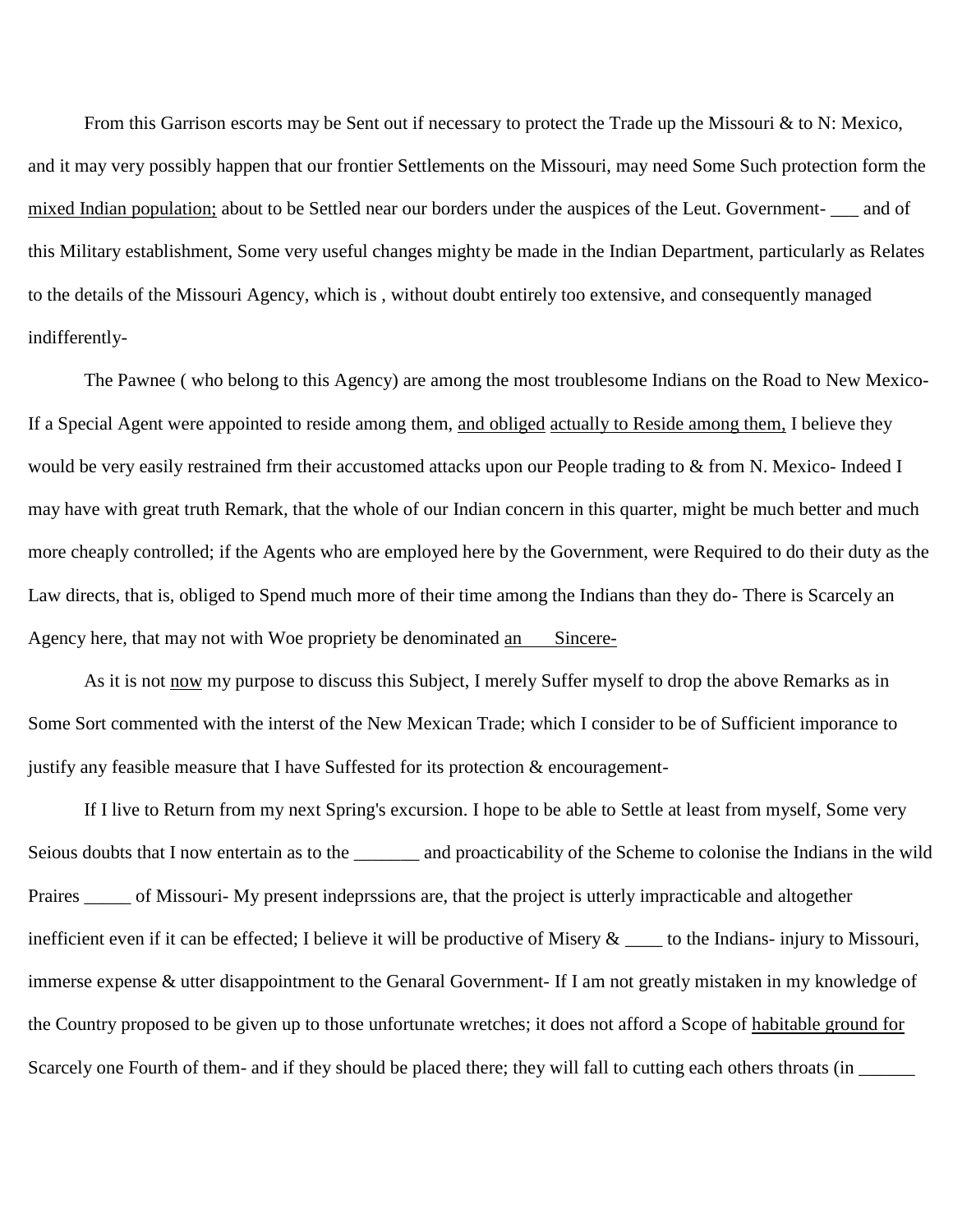From this Garrison escorts may be Sent out if necessary to protect the Trade up the Missouri & to N: Mexico, and it may very possibly happen that our frontier Settlements on the Missouri, may need Some Such protection form the <u>mixed Indian population;</u> about to be Settled near our borders under the auspices of the Leut. Government- ___ and of this Military establishment, Some very useful changes mighty be made in the Indian Department, particularly as Relates to the details of the Missouri Agency, which is , without doubt entirely too extensive, and consequently managed indifferently-

The Pawnee ( who belong to this Agency) are among the most troublesome Indians on the Road to New Mexico- If a Special Agent were appointed to reside among them, <u>and obliged</u> <u>actually to Reside among them,</u> I believe they would be very easily restrained frm their accustomed attacks upon our People trading to & from N. Mexico- Indeed I may have with great truth Remark, that the whole of our Indian concern in this quarter, might be much better and much more cheaply controlled; if the Agents who are employed here by the Government, were Required to do their duty as the Law directs, that is, obliged to Spend much more of their time among the Indians than they do- There is Scarcely an Agency here, that may not with Woe propriety be denominated <u>an &nbsp;&nbsp;&nbsp; Sincere-</u>

As it is not <u>now</u> my purpose to discuss this Subject, I merely Suffer myself to drop the above Remarks as in Some Sort commented with the interst of the New Mexican Trade; which I consider to be of Sufficient imporance to justify any feasible measure that I have Suffested for its protection & encouragement-

If I live to Return from my next Spring's excursion. I hope to be able to Settle at least from myself, Some very Seious doubts that I now entertain as to the _______ and proacticability of the Scheme to colonise the Indians in the wild Praires _____ of Missouri- My present indeprssions are, that the project is utterly impracticable and altogether inefficient even if it can be effected; I believe it will be productive of Misery & ____ to the Indians- injury to Missouri, immerse expense & utter disappointment to the Genaral Government- If I am not greatly mistaken in my knowledge of the Country proposed to be given up to those unfortunate wretches; it does not afford a Scope of <u>habitable ground for</u> Scarcely one Fourth of them- and if they should be placed there; they will fall to cutting each others throats (in ______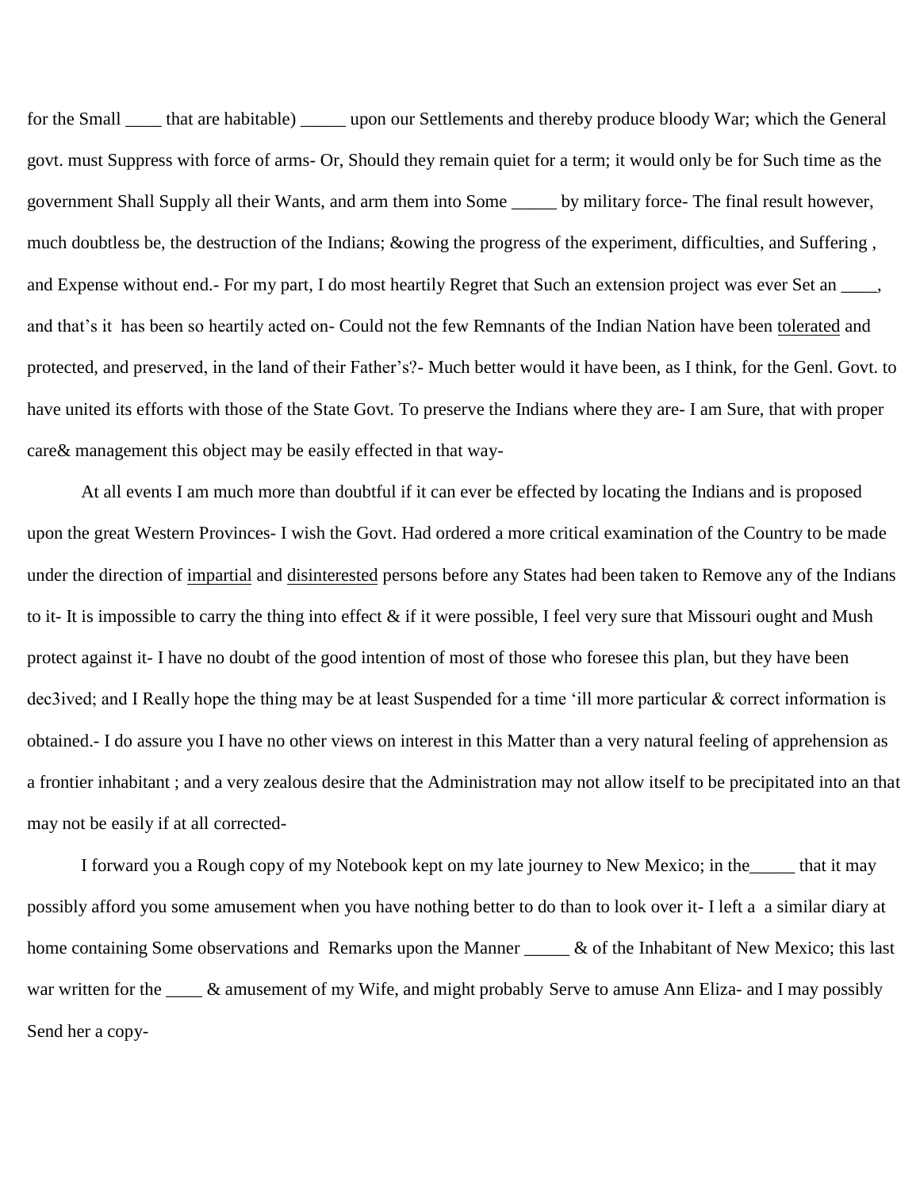for the Small ____ that are habitable) _____ upon our Settlements and thereby produce bloody War; which the General govt. must Suppress with force of arms- Or, Should they remain quiet for a term; it would only be for Such time as the government Shall Supply all their Wants, and arm them into Some _____ by military force- The final result however, much doubtless be, the destruction of the Indians; &owing the progress of the experiment, difficulties, and Suffering , and Expense without end.- For my part, I do most heartily Regret that Such an extension project was ever Set an ____, and that's it has been so heartily acted on- Could not the few Remnants of the Indian Nation have been <u>tolerated</u> and protected, and preserved, in the land of their Father's?- Much better would it have been, as I think, for the Genl. Govt. to have united its efforts with those of the State Govt. To preserve the Indians where they are- I am Sure, that with proper care& management this object may be easily effected in that way-

At all events I am much more than doubtful if it can ever be effected by locating the Indians and is proposed upon the great Western Provinces- I wish the Govt. Had ordered a more critical examination of the Country to be made under the direction of <u>impartial</u> and <u>disinterested</u> persons before any States had been taken to Remove any of the Indians to it- It is impossible to carry the thing into effect & if it were possible, I feel very sure that Missouri ought and Mush protect against it- I have no doubt of the good intention of most of those who foresee this plan, but they have been dec3ived; and I Really hope the thing may be at least Suspended for a time 'ill more particular & correct information is obtained.- I do assure you I have no other views on interest in this Matter than a very natural feeling of apprehension as a frontier inhabitant ; and a very zealous desire that the Administration may not allow itself to be precipitated into an that may not be easily if at all corrected-

I forward you a Rough copy of my Notebook kept on my late journey to New Mexico; in the_____ that it may possibly afford you some amusement when you have nothing better to do than to look over it- I left a a similar diary at home containing Some observations and Remarks upon the Manner _____ & of the Inhabitant of New Mexico; this last war written for the ____ & amusement of my Wife, and might probably Serve to amuse Ann Eliza- and I may possibly Send her a copy-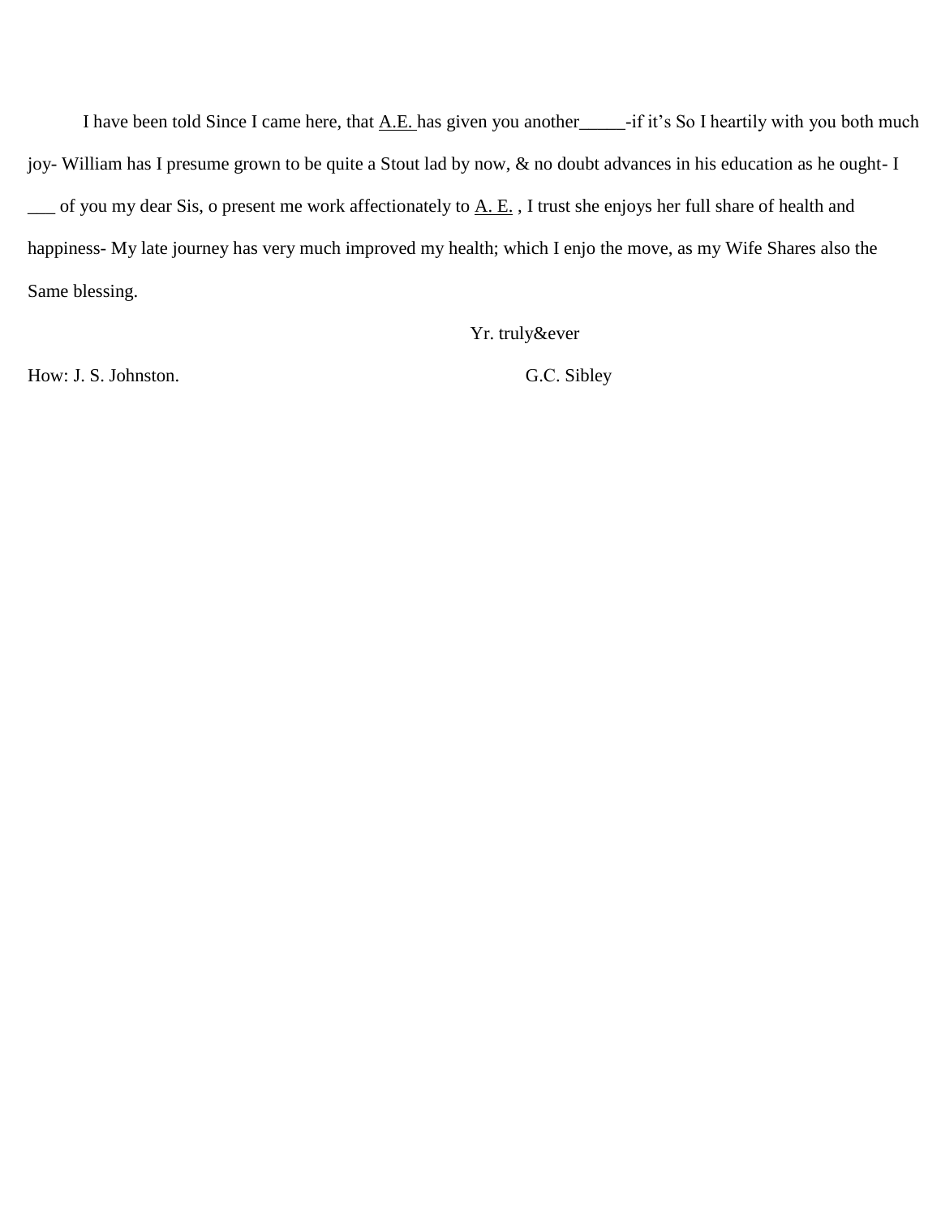I have been told Since I came here, that <u>A.E.</u> has given you another_____-if it's So I heartily with you both much joy- William has I presume grown to be quite a Stout lad by now, & no doubt advances in his education as he ought- I ___ of you my dear Sis, o present me work affectionately to <u>A. E.</u> , I trust she enjoys her full share of health and happiness- My late journey has very much improved my health; which I enjo the move, as my Wife Shares also the Same blessing.

Yr. truly&ever

How: J. S. Johnston.

G.C. Sibley